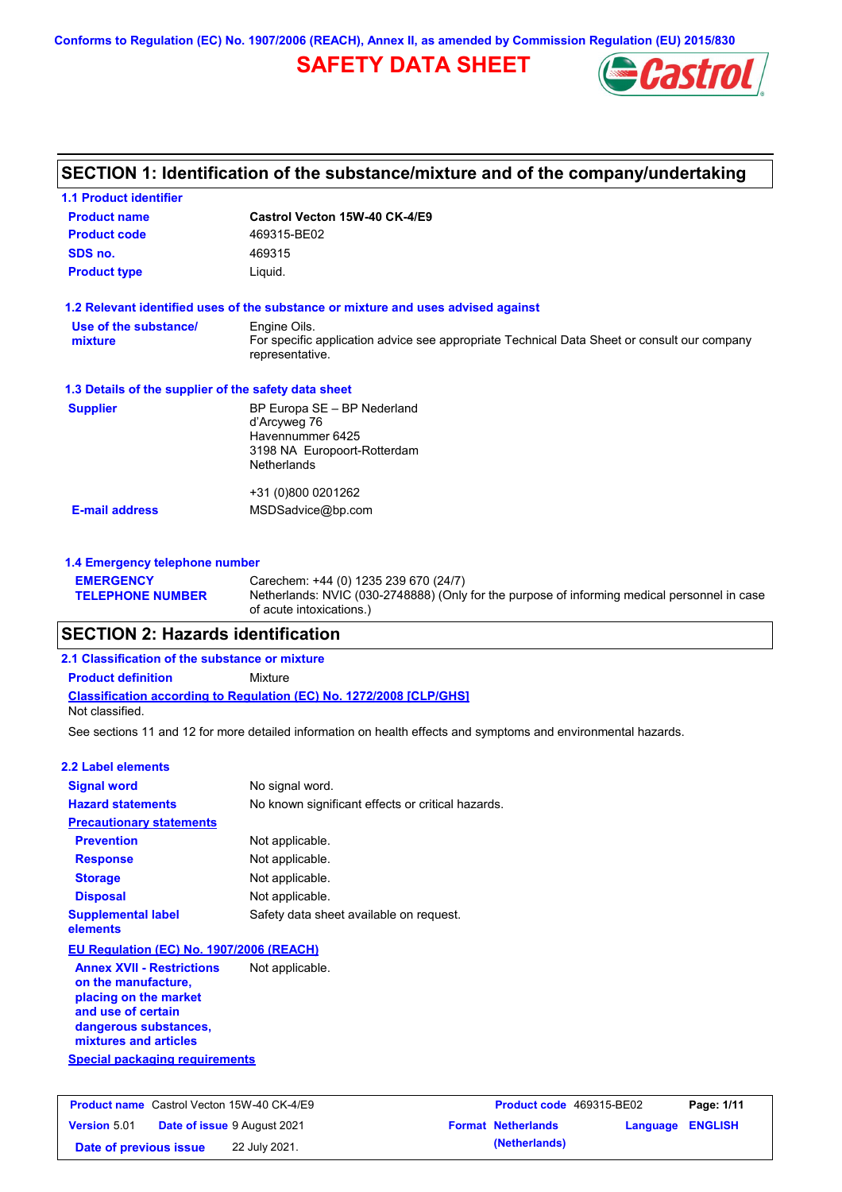Conforms to Regulation (EC) No. 1907/2006 (REACH), Annex II, as amended by Commission Regulation (EU) 2015/830

# SAFETY DATA SHEET

## SECTION 1: Identification of the substance/mixture and of the company/undertaking

### 1.1 Product identifier

| | |
|---|---|
| **Product name** | **Castrol Vecton 15W-40 CK-4/E9** |
| **Product code** | 469315-BE02 |
| **SDS no.** | 469315 |
| **Product type** | Liquid. |

### 1.2 Relevant identified uses of the substance or mixture and uses advised against

| | |
|---|---|
| **Use of the substance/ mixture** | Engine Oils.<br>For specific application advice see appropriate Technical Data Sheet or consult our company representative. |

### 1.3 Details of the supplier of the safety data sheet

| | |
|---|---|
| **Supplier** | BP Europa SE – BP Nederland<br>d'Arcyweg 76<br>Havennummer 6425<br>3198 NA Europoort-Rotterdam<br>Netherlands<br><br>+31 (0)800 0201262 |
| **E-mail address** | MSDSadvice@bp.com |

### 1.4 Emergency telephone number

| | |
|---|---|
| **EMERGENCY TELEPHONE NUMBER** | Carechem: +44 (0) 1235 239 670 (24/7)<br>Netherlands: NVIC (030-2748888) (Only for the purpose of informing medical personnel in case of acute intoxications.) |

## SECTION 2: Hazards identification

### 2.1 Classification of the substance or mixture

**Product definition** Mixture

**Classification according to Regulation (EC) No. 1272/2008 [CLP/GHS]**

Not classified.

See sections 11 and 12 for more detailed information on health effects and symptoms and environmental hazards.

### 2.2 Label elements

| | |
|---|---|
| **Signal word** | No signal word. |
| **Hazard statements** | No known significant effects or critical hazards. |
| **Precautionary statements** | |
| **Prevention** | Not applicable. |
| **Response** | Not applicable. |
| **Storage** | Not applicable. |
| **Disposal** | Not applicable. |
| **Supplemental label elements** | Safety data sheet available on request. |

**EU Regulation (EC) No. 1907/2006 (REACH)**

| | |
|---|---|
| **Annex XVII - Restrictions on the manufacture, placing on the market and use of certain dangerous substances, mixtures and articles** | Not applicable. |

**Special packaging requirements**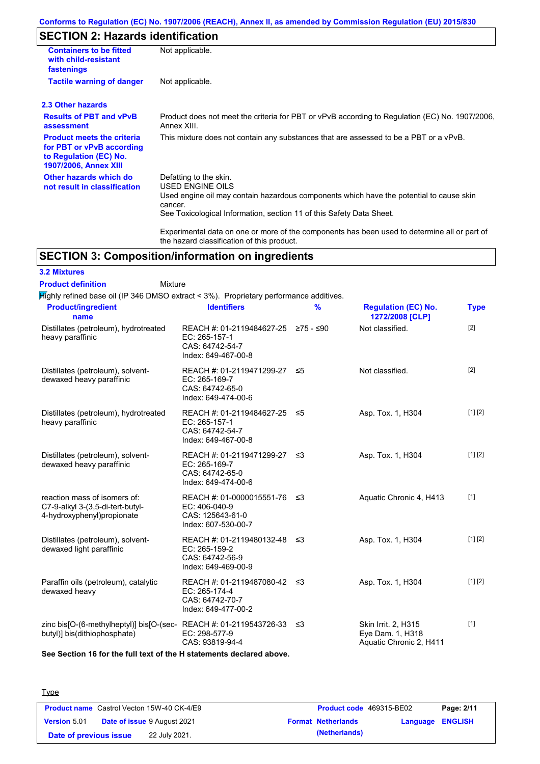Conforms to Regulation (EC) No. 1907/2006 (REACH), Annex II, as amended by Commission Regulation (EU) 2015/830

## SECTION 2: Hazards identification

| | |
|---|---|
| **Containers to be fitted with child-resistant fastenings** | Not applicable. |
| **Tactile warning of danger** | Not applicable. |

### 2.3 Other hazards

| | |
|---|---|
| **Results of PBT and vPvB assessment** | Product does not meet the criteria for PBT or vPvB according to Regulation (EC) No. 1907/2006, Annex XIII. |
| **Product meets the criteria for PBT or vPvB according to Regulation (EC) No. 1907/2006, Annex XIII** | This mixture does not contain any substances that are assessed to be a PBT or a vPvB. |
| **Other hazards which do not result in classification** | Defatting to the skin.<br>USED ENGINE OILS<br>Used engine oil may contain hazardous components which have the potential to cause skin cancer.<br>See Toxicological Information, section 11 of this Safety Data Sheet.<br><br>Experimental data on one or more of the components has been used to determine all or part of the hazard classification of this product. |

## SECTION 3: Composition/information on ingredients

### 3.2 Mixtures

**Product definition** Mixture

Highly refined base oil (IP 346 DMSO extract < 3%). Proprietary performance additives.

| Product/ingredient name | Identifiers | % | Regulation (EC) No. 1272/2008 [CLP] | Type |
|---|---|---|---|---|
| Distillates (petroleum), hydrotreated heavy paraffinic | REACH #: 01-2119484627-25<br>EC: 265-157-1<br>CAS: 64742-54-7<br>Index: 649-467-00-8 | ≥75 - ≤90 | Not classified. | [2] |
| Distillates (petroleum), solvent-dewaxed heavy paraffinic | REACH #: 01-2119471299-27<br>EC: 265-169-7<br>CAS: 64742-65-0<br>Index: 649-474-00-6 | ≤5 | Not classified. | [2] |
| Distillates (petroleum), hydrotreated heavy paraffinic | REACH #: 01-2119484627-25<br>EC: 265-157-1<br>CAS: 64742-54-7<br>Index: 649-467-00-8 | ≤5 | Asp. Tox. 1, H304 | [1] [2] |
| Distillates (petroleum), solvent-dewaxed heavy paraffinic | REACH #: 01-2119471299-27<br>EC: 265-169-7<br>CAS: 64742-65-0<br>Index: 649-474-00-6 | ≤3 | Asp. Tox. 1, H304 | [1] [2] |
| reaction mass of isomers of: C7-9-alkyl 3-(3,5-di-tert-butyl-4-hydroxyphenyl)propionate | REACH #: 01-0000015551-76<br>EC: 406-040-9<br>CAS: 125643-61-0<br>Index: 607-530-00-7 | ≤3 | Aquatic Chronic 4, H413 | [1] |
| Distillates (petroleum), solvent-dewaxed light paraffinic | REACH #: 01-2119480132-48<br>EC: 265-159-2<br>CAS: 64742-56-9<br>Index: 649-469-00-9 | ≤3 | Asp. Tox. 1, H304 | [1] [2] |
| Paraffin oils (petroleum), catalytic dewaxed heavy | REACH #: 01-2119487080-42<br>EC: 265-174-4<br>CAS: 64742-70-7<br>Index: 649-477-00-2 | ≤3 | Asp. Tox. 1, H304 | [1] [2] |
| zinc bis[O-(6-methylheptyl)] bis[O-(sec-butyl)] bis(dithiophosphate) | REACH #: 01-2119543726-33<br>EC: 298-577-9<br>CAS: 93819-94-4 | ≤3 | Skin Irrit. 2, H315<br>Eye Dam. 1, H318<br>Aquatic Chronic 2, H411 | [1] |

**See Section 16 for the full text of the H statements declared above.**

Type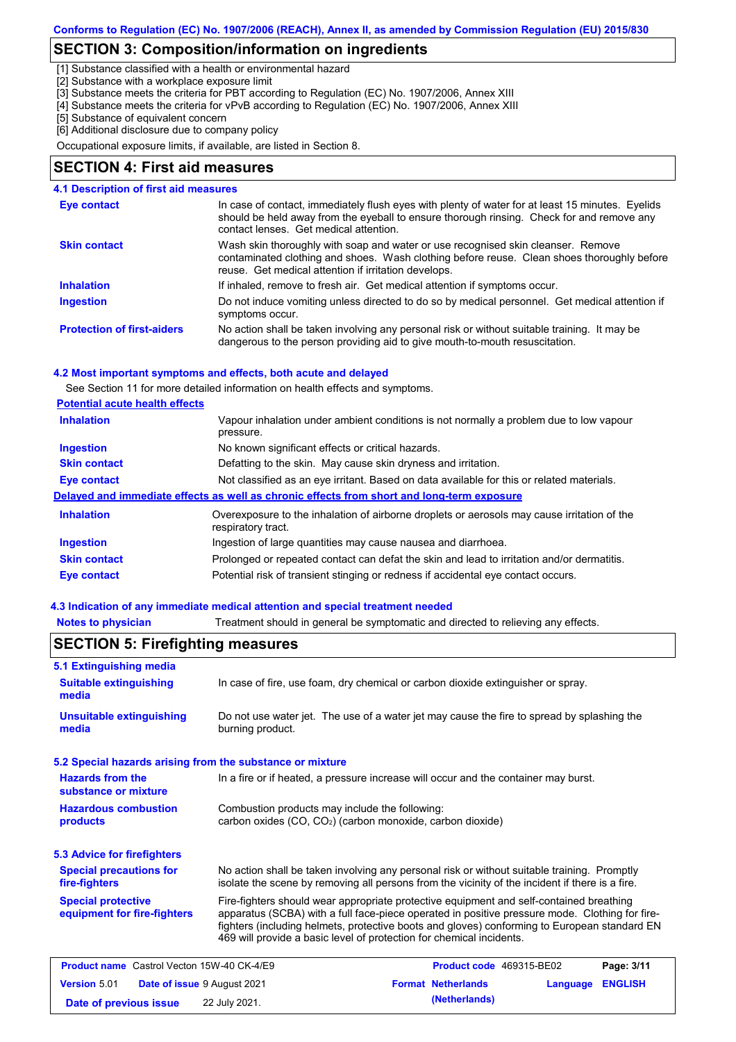## SECTION 3: Composition/information on ingredients

[1] Substance classified with a health or environmental hazard
[2] Substance with a workplace exposure limit
[3] Substance meets the criteria for PBT according to Regulation (EC) No. 1907/2006, Annex XIII
[4] Substance meets the criteria for vPvB according to Regulation (EC) No. 1907/2006, Annex XIII
[5] Substance of equivalent concern
[6] Additional disclosure due to company policy

Occupational exposure limits, if available, are listed in Section 8.

## SECTION 4: First aid measures

### 4.1 Description of first aid measures

| | |
|---|---|
| **Eye contact** | In case of contact, immediately flush eyes with plenty of water for at least 15 minutes. Eyelids should be held away from the eyeball to ensure thorough rinsing. Check for and remove any contact lenses. Get medical attention. |
| **Skin contact** | Wash skin thoroughly with soap and water or use recognised skin cleanser. Remove contaminated clothing and shoes. Wash clothing before reuse. Clean shoes thoroughly before reuse. Get medical attention if irritation develops. |
| **Inhalation** | If inhaled, remove to fresh air. Get medical attention if symptoms occur. |
| **Ingestion** | Do not induce vomiting unless directed to do so by medical personnel. Get medical attention if symptoms occur. |
| **Protection of first-aiders** | No action shall be taken involving any personal risk or without suitable training. It may be dangerous to the person providing aid to give mouth-to-mouth resuscitation. |

### 4.2 Most important symptoms and effects, both acute and delayed

See Section 11 for more detailed information on health effects and symptoms.

**Potential acute health effects**

| | |
|---|---|
| **Inhalation** | Vapour inhalation under ambient conditions is not normally a problem due to low vapour pressure. |
| **Ingestion** | No known significant effects or critical hazards. |
| **Skin contact** | Defatting to the skin. May cause skin dryness and irritation. |
| **Eye contact** | Not classified as an eye irritant. Based on data available for this or related materials. |

**Delayed and immediate effects as well as chronic effects from short and long-term exposure**

| | |
|---|---|
| **Inhalation** | Overexposure to the inhalation of airborne droplets or aerosols may cause irritation of the respiratory tract. |
| **Ingestion** | Ingestion of large quantities may cause nausea and diarrhoea. |
| **Skin contact** | Prolonged or repeated contact can defat the skin and lead to irritation and/or dermatitis. |
| **Eye contact** | Potential risk of transient stinging or redness if accidental eye contact occurs. |

### 4.3 Indication of any immediate medical attention and special treatment needed

| | |
|---|---|
| **Notes to physician** | Treatment should in general be symptomatic and directed to relieving any effects. |

## SECTION 5: Firefighting measures

### 5.1 Extinguishing media

| | |
|---|---|
| **Suitable extinguishing media** | In case of fire, use foam, dry chemical or carbon dioxide extinguisher or spray. |
| **Unsuitable extinguishing media** | Do not use water jet. The use of a water jet may cause the fire to spread by splashing the burning product. |

### 5.2 Special hazards arising from the substance or mixture

| | |
|---|---|
| **Hazards from the substance or mixture** | In a fire or if heated, a pressure increase will occur and the container may burst. |
| **Hazardous combustion products** | Combustion products may include the following: carbon oxides (CO, $CO_2$) (carbon monoxide, carbon dioxide) |

### 5.3 Advice for firefighters

| | |
|---|---|
| **Special precautions for fire-fighters** | No action shall be taken involving any personal risk or without suitable training. Promptly isolate the scene by removing all persons from the vicinity of the incident if there is a fire. |
| **Special protective equipment for fire-fighters** | Fire-fighters should wear appropriate protective equipment and self-contained breathing apparatus (SCBA) with a full face-piece operated in positive pressure mode. Clothing for fire-fighters (including helmets, protective boots and gloves) conforming to European standard EN 469 will provide a basic level of protection for chemical incidents. |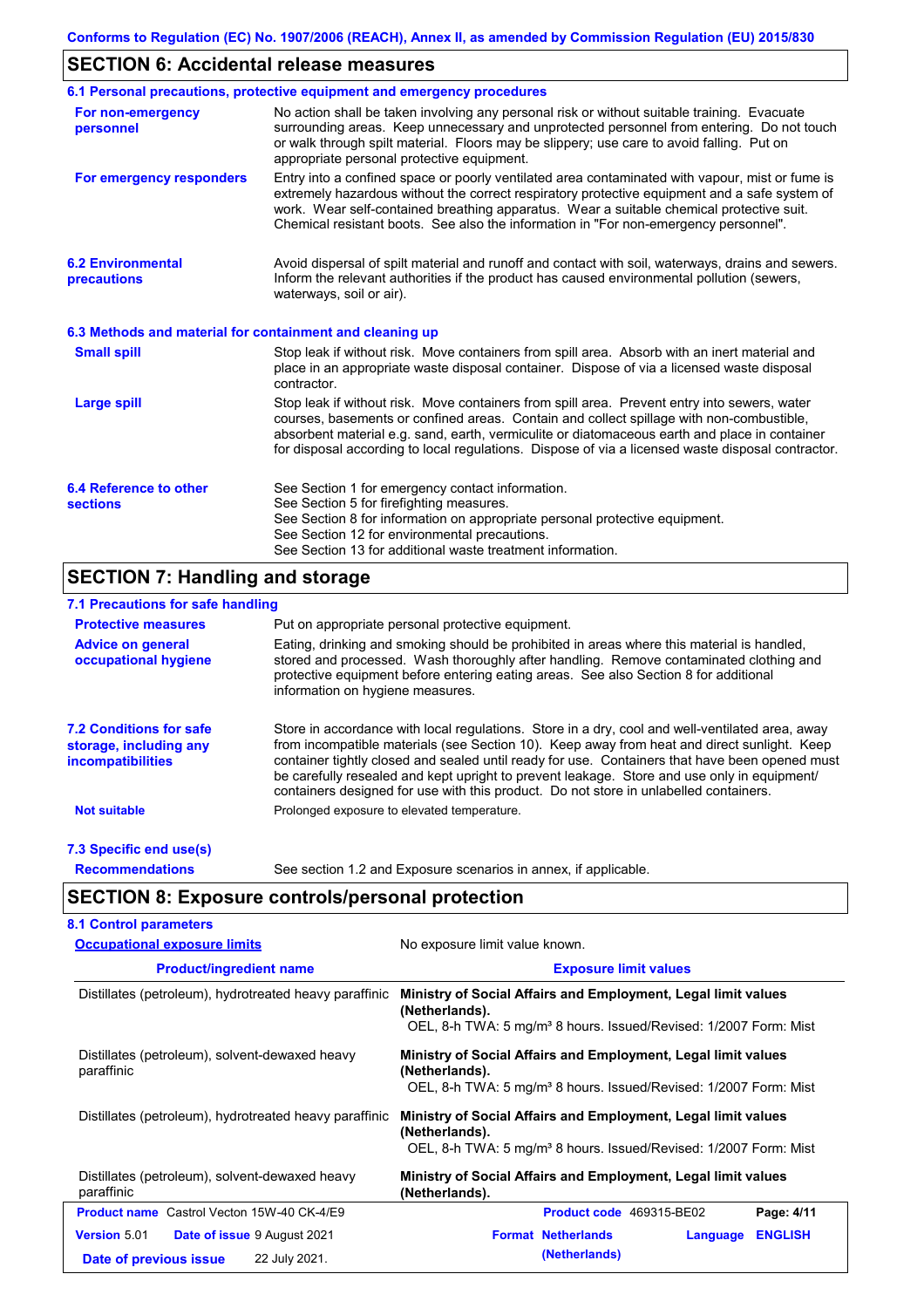## SECTION 6: Accidental release measures

### 6.1 Personal precautions, protective equipment and emergency procedures

**For non-emergency personnel**

No action shall be taken involving any personal risk or without suitable training. Evacuate surrounding areas. Keep unnecessary and unprotected personnel from entering. Do not touch or walk through spilt material. Floors may be slippery; use care to avoid falling. Put on appropriate personal protective equipment.

**For emergency responders**

Entry into a confined space or poorly ventilated area contaminated with vapour, mist or fume is extremely hazardous without the correct respiratory protective equipment and a safe system of work. Wear self-contained breathing apparatus. Wear a suitable chemical protective suit. Chemical resistant boots. See also the information in "For non-emergency personnel".

### 6.2 Environmental precautions

Avoid dispersal of spilt material and runoff and contact with soil, waterways, drains and sewers. Inform the relevant authorities if the product has caused environmental pollution (sewers, waterways, soil or air).

### 6.3 Methods and material for containment and cleaning up

**Small spill**

Stop leak if without risk. Move containers from spill area. Absorb with an inert material and place in an appropriate waste disposal container. Dispose of via a licensed waste disposal contractor.

**Large spill**

Stop leak if without risk. Move containers from spill area. Prevent entry into sewers, water courses, basements or confined areas. Contain and collect spillage with non-combustible, absorbent material e.g. sand, earth, vermiculite or diatomaceous earth and place in container for disposal according to local regulations. Dispose of via a licensed waste disposal contractor.

### 6.4 Reference to other sections

See Section 1 for emergency contact information.
See Section 5 for firefighting measures.
See Section 8 for information on appropriate personal protective equipment.
See Section 12 for environmental precautions.
See Section 13 for additional waste treatment information.

## SECTION 7: Handling and storage

### 7.1 Precautions for safe handling

**Protective measures**

Put on appropriate personal protective equipment.

**Advice on general occupational hygiene**

Eating, drinking and smoking should be prohibited in areas where this material is handled, stored and processed. Wash thoroughly after handling. Remove contaminated clothing and protective equipment before entering eating areas. See also Section 8 for additional information on hygiene measures.

### 7.2 Conditions for safe storage, including any incompatibilities

Store in accordance with local regulations. Store in a dry, cool and well-ventilated area, away from incompatible materials (see Section 10). Keep away from heat and direct sunlight. Keep container tightly closed and sealed until ready for use. Containers that have been opened must be carefully resealed and kept upright to prevent leakage. Store and use only in equipment/ containers designed for use with this product. Do not store in unlabelled containers.

**Not suitable**

Prolonged exposure to elevated temperature.

### 7.3 Specific end use(s)

**Recommendations**

See section 1.2 and Exposure scenarios in annex, if applicable.

## SECTION 8: Exposure controls/personal protection

### 8.1 Control parameters

**Occupational exposure limits**

No exposure limit value known.

| Product/ingredient name | Exposure limit values |
|---|---|
| Distillates (petroleum), hydrotreated heavy paraffinic | **Ministry of Social Affairs and Employment, Legal limit values (Netherlands).** OEL, 8-h TWA: 5 mg/m³ 8 hours. Issued/Revised: 1/2007 Form: Mist |
| Distillates (petroleum), solvent-dewaxed heavy paraffinic | **Ministry of Social Affairs and Employment, Legal limit values (Netherlands).** OEL, 8-h TWA: 5 mg/m³ 8 hours. Issued/Revised: 1/2007 Form: Mist |
| Distillates (petroleum), hydrotreated heavy paraffinic | **Ministry of Social Affairs and Employment, Legal limit values (Netherlands).** OEL, 8-h TWA: 5 mg/m³ 8 hours. Issued/Revised: 1/2007 Form: Mist |
| Distillates (petroleum), solvent-dewaxed heavy paraffinic | **Ministry of Social Affairs and Employment, Legal limit values (Netherlands).** |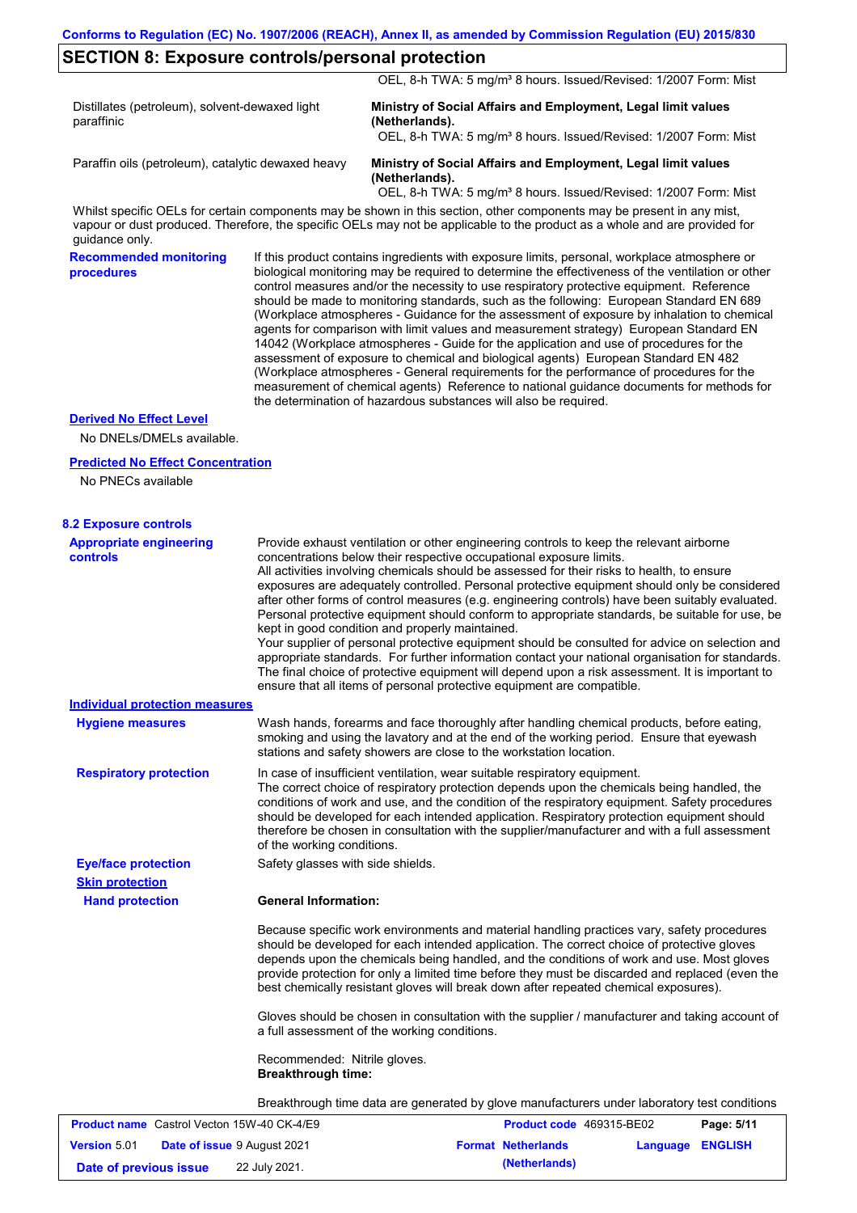## SECTION 8: Exposure controls/personal protection

| | |
|---|---|
| | OEL, 8-h TWA: 5 mg/m³ 8 hours. Issued/Revised: 1/2007 Form: Mist |
| Distillates (petroleum), solvent-dewaxed light paraffinic | **Ministry of Social Affairs and Employment, Legal limit values (Netherlands).** OEL, 8-h TWA: 5 mg/m³ 8 hours. Issued/Revised: 1/2007 Form: Mist |
| Paraffin oils (petroleum), catalytic dewaxed heavy | **Ministry of Social Affairs and Employment, Legal limit values (Netherlands).** OEL, 8-h TWA: 5 mg/m³ 8 hours. Issued/Revised: 1/2007 Form: Mist |

Whilst specific OELs for certain components may be shown in this section, other components may be present in any mist, vapour or dust produced. Therefore, the specific OELs may not be applicable to the product as a whole and are provided for guidance only.

**Recommended monitoring procedures**

If this product contains ingredients with exposure limits, personal, workplace atmosphere or biological monitoring may be required to determine the effectiveness of the ventilation or other control measures and/or the necessity to use respiratory protective equipment. Reference should be made to monitoring standards, such as the following: European Standard EN 689 (Workplace atmospheres - Guidance for the assessment of exposure by inhalation to chemical agents for comparison with limit values and measurement strategy) European Standard EN 14042 (Workplace atmospheres - Guide for the application and use of procedures for the assessment of exposure to chemical and biological agents) European Standard EN 482 (Workplace atmospheres - General requirements for the performance of procedures for the measurement of chemical agents) Reference to national guidance documents for methods for the determination of hazardous substances will also be required.

**Derived No Effect Level**

No DNELs/DMELs available.

**Predicted No Effect Concentration**

No PNECs available

### 8.2 Exposure controls

**Appropriate engineering controls**

Provide exhaust ventilation or other engineering controls to keep the relevant airborne concentrations below their respective occupational exposure limits.
All activities involving chemicals should be assessed for their risks to health, to ensure exposures are adequately controlled. Personal protective equipment should only be considered after other forms of control measures (e.g. engineering controls) have been suitably evaluated. Personal protective equipment should conform to appropriate standards, be suitable for use, be kept in good condition and properly maintained.
Your supplier of personal protective equipment should be consulted for advice on selection and appropriate standards. For further information contact your national organisation for standards.
The final choice of protective equipment will depend upon a risk assessment. It is important to ensure that all items of personal protective equipment are compatible.

**Individual protection measures**

**Hygiene measures**

Wash hands, forearms and face thoroughly after handling chemical products, before eating, smoking and using the lavatory and at the end of the working period. Ensure that eyewash stations and safety showers are close to the workstation location.

**Respiratory protection**

In case of insufficient ventilation, wear suitable respiratory equipment.
The correct choice of respiratory protection depends upon the chemicals being handled, the conditions of work and use, and the condition of the respiratory equipment. Safety procedures should be developed for each intended application. Respiratory protection equipment should therefore be chosen in consultation with the supplier/manufacturer and with a full assessment of the working conditions.

**Eye/face protection**

Safety glasses with side shields.

**Skin protection**

**Hand protection**

**General Information:**

Because specific work environments and material handling practices vary, safety procedures should be developed for each intended application. The correct choice of protective gloves depends upon the chemicals being handled, and the conditions of work and use. Most gloves provide protection for only a limited time before they must be discarded and replaced (even the best chemically resistant gloves will break down after repeated chemical exposures).

Gloves should be chosen in consultation with the supplier / manufacturer and taking account of a full assessment of the working conditions.

Recommended: Nitrile gloves.
**Breakthrough time:**

Breakthrough time data are generated by glove manufacturers under laboratory test conditions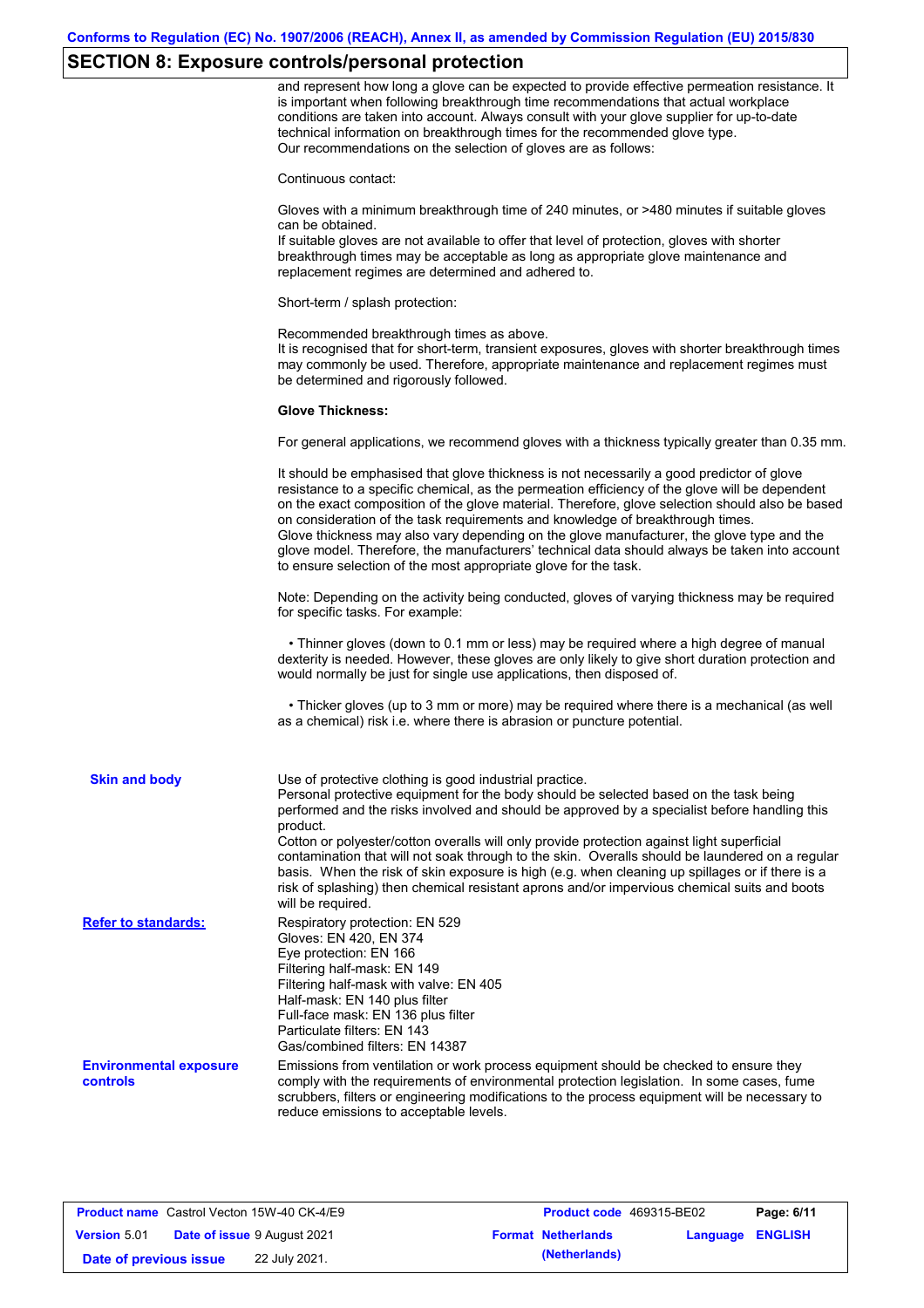## SECTION 8: Exposure controls/personal protection

and represent how long a glove can be expected to provide effective permeation resistance. It is important when following breakthrough time recommendations that actual workplace conditions are taken into account. Always consult with your glove supplier for up-to-date technical information on breakthrough times for the recommended glove type.
Our recommendations on the selection of gloves are as follows:

Continuous contact:

Gloves with a minimum breakthrough time of 240 minutes, or >480 minutes if suitable gloves can be obtained.
If suitable gloves are not available to offer that level of protection, gloves with shorter breakthrough times may be acceptable as long as appropriate glove maintenance and replacement regimes are determined and adhered to.

Short-term / splash protection:

Recommended breakthrough times as above.
It is recognised that for short-term, transient exposures, gloves with shorter breakthrough times may commonly be used. Therefore, appropriate maintenance and replacement regimes must be determined and rigorously followed.

**Glove Thickness:**

For general applications, we recommend gloves with a thickness typically greater than 0.35 mm.

It should be emphasised that glove thickness is not necessarily a good predictor of glove resistance to a specific chemical, as the permeation efficiency of the glove will be dependent on the exact composition of the glove material. Therefore, glove selection should also be based on consideration of the task requirements and knowledge of breakthrough times.
Glove thickness may also vary depending on the glove manufacturer, the glove type and the glove model. Therefore, the manufacturers' technical data should always be taken into account to ensure selection of the most appropriate glove for the task.

Note: Depending on the activity being conducted, gloves of varying thickness may be required for specific tasks. For example:

- Thinner gloves (down to 0.1 mm or less) may be required where a high degree of manual dexterity is needed. However, these gloves are only likely to give short duration protection and would normally be just for single use applications, then disposed of.

- Thicker gloves (up to 3 mm or more) may be required where there is a mechanical (as well as a chemical) risk i.e. where there is abrasion or puncture potential.

**Skin and body**

Use of protective clothing is good industrial practice.
Personal protective equipment for the body should be selected based on the task being performed and the risks involved and should be approved by a specialist before handling this product.
Cotton or polyester/cotton overalls will only provide protection against light superficial contamination that will not soak through to the skin. Overalls should be laundered on a regular basis. When the risk of skin exposure is high (e.g. when cleaning up spillages or if there is a risk of splashing) then chemical resistant aprons and/or impervious chemical suits and boots will be required.

**Refer to standards:**

Respiratory protection: EN 529
Gloves: EN 420, EN 374
Eye protection: EN 166
Filtering half-mask: EN 149
Filtering half-mask with valve: EN 405
Half-mask: EN 140 plus filter
Full-face mask: EN 136 plus filter
Particulate filters: EN 143
Gas/combined filters: EN 14387

**Environmental exposure controls**

Emissions from ventilation or work process equipment should be checked to ensure they comply with the requirements of environmental protection legislation. In some cases, fume scrubbers, filters or engineering modifications to the process equipment will be necessary to reduce emissions to acceptable levels.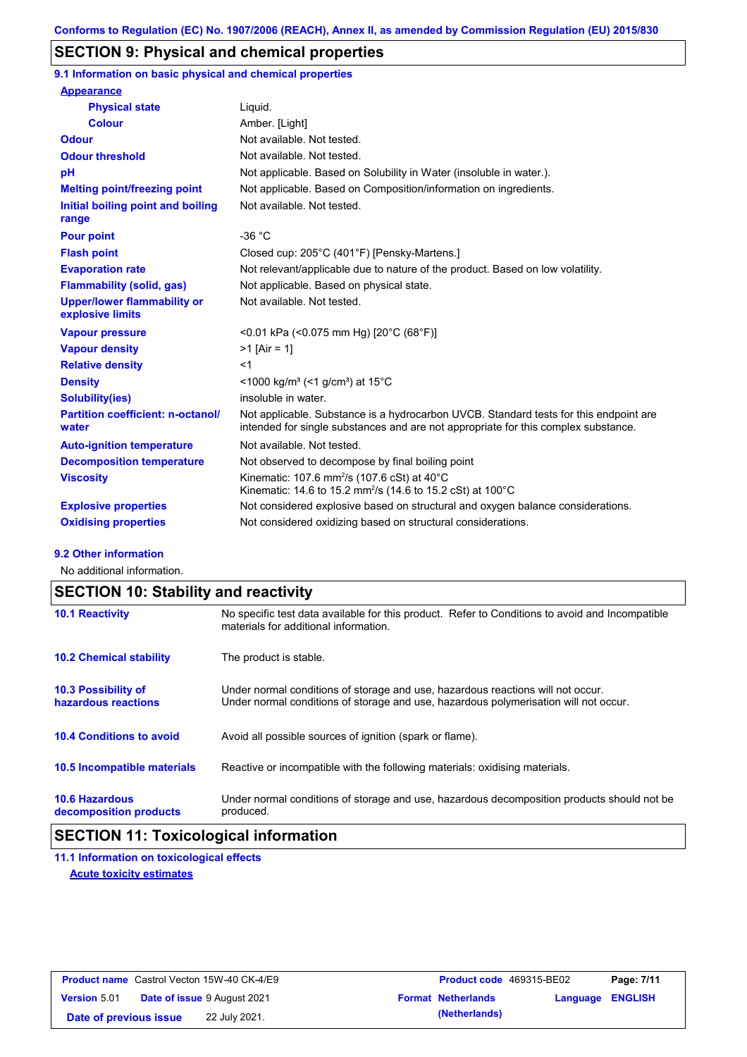## SECTION 9: Physical and chemical properties

### 9.1 Information on basic physical and chemical properties

**Appearance**

| | |
|---|---|
| **Physical state** | Liquid. |
| **Colour** | Amber. [Light] |
| **Odour** | Not available. Not tested. |
| **Odour threshold** | Not available. Not tested. |
| **pH** | Not applicable. Based on Solubility in Water (insoluble in water.). |
| **Melting point/freezing point** | Not applicable. Based on Composition/information on ingredients. |
| **Initial boiling point and boiling range** | Not available. Not tested. |
| **Pour point** | -36 °C |
| **Flash point** | Closed cup: 205°C (401°F) [Pensky-Martens.] |
| **Evaporation rate** | Not relevant/applicable due to nature of the product. Based on low volatility. |
| **Flammability (solid, gas)** | Not applicable. Based on physical state. |
| **Upper/lower flammability or explosive limits** | Not available. Not tested. |
| **Vapour pressure** | <0.01 kPa (<0.075 mm Hg) [20°C (68°F)] |
| **Vapour density** | >1 [Air = 1] |
| **Relative density** | <1 |
| **Density** | <1000 kg/m³ (<1 g/cm³) at 15°C |
| **Solubility(ies)** | insoluble in water. |
| **Partition coefficient: n-octanol/ water** | Not applicable. Substance is a hydrocarbon UVCB. Standard tests for this endpoint are intended for single substances and are not appropriate for this complex substance. |
| **Auto-ignition temperature** | Not available. Not tested. |
| **Decomposition temperature** | Not observed to decompose by final boiling point |
| **Viscosity** | Kinematic: 107.6 $mm^2/s$ (107.6 cSt) at 40°C<br>Kinematic: 14.6 to 15.2 $mm^2/s$ (14.6 to 15.2 cSt) at 100°C |
| **Explosive properties** | Not considered explosive based on structural and oxygen balance considerations. |
| **Oxidising properties** | Not considered oxidizing based on structural considerations. |

### 9.2 Other information

No additional information.

## SECTION 10: Stability and reactivity

| | |
|---|---|
| **10.1 Reactivity** | No specific test data available for this product. Refer to Conditions to avoid and Incompatible materials for additional information. |
| **10.2 Chemical stability** | The product is stable. |
| **10.3 Possibility of hazardous reactions** | Under normal conditions of storage and use, hazardous reactions will not occur.<br>Under normal conditions of storage and use, hazardous polymerisation will not occur. |
| **10.4 Conditions to avoid** | Avoid all possible sources of ignition (spark or flame). |
| **10.5 Incompatible materials** | Reactive or incompatible with the following materials: oxidising materials. |
| **10.6 Hazardous decomposition products** | Under normal conditions of storage and use, hazardous decomposition products should not be produced. |

## SECTION 11: Toxicological information

### 11.1 Information on toxicological effects

**Acute toxicity estimates**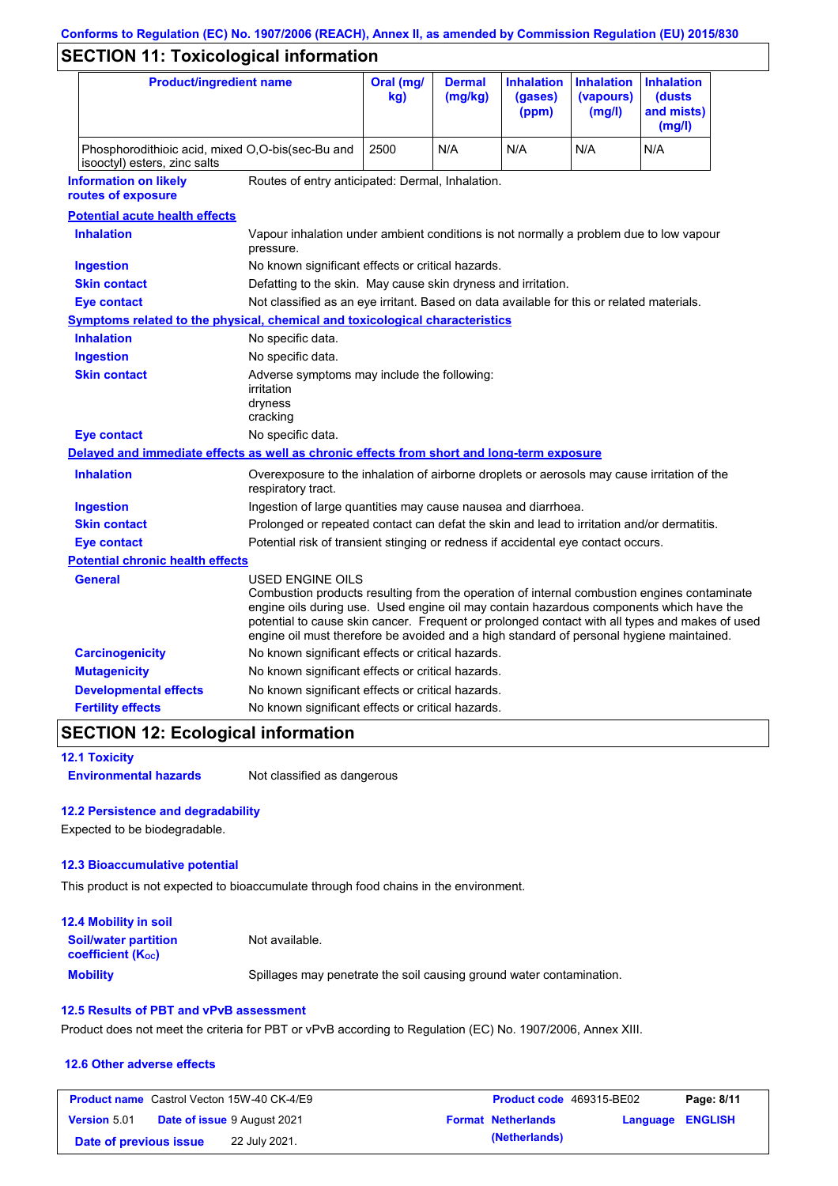## SECTION 11: Toxicological information

| Product/ingredient name | Oral (mg/kg) | Dermal (mg/kg) | Inhalation (gases) (ppm) | Inhalation (vapours) (mg/l) | Inhalation (dusts and mists) (mg/l) |
|---|---|---|---|---|---|
| Phosphorodithioic acid, mixed O,O-bis(sec-Bu and isooctyl) esters, zinc salts | 2500 | N/A | N/A | N/A | N/A |

**Information on likely routes of exposure**: Routes of entry anticipated: Dermal, Inhalation.

**Potential acute health effects**

**Inhalation**: Vapour inhalation under ambient conditions is not normally a problem due to low vapour pressure.

**Ingestion**: No known significant effects or critical hazards.

**Skin contact**: Defatting to the skin. May cause skin dryness and irritation.

**Eye contact**: Not classified as an eye irritant. Based on data available for this or related materials.

**Symptoms related to the physical, chemical and toxicological characteristics**

**Inhalation**: No specific data.

**Ingestion**: No specific data.

**Skin contact**: Adverse symptoms may include the following:
irritation
dryness
cracking

**Eye contact**: No specific data.

**Delayed and immediate effects as well as chronic effects from short and long-term exposure**

**Inhalation**: Overexposure to the inhalation of airborne droplets or aerosols may cause irritation of the respiratory tract.

**Ingestion**: Ingestion of large quantities may cause nausea and diarrhoea.

**Skin contact**: Prolonged or repeated contact can defat the skin and lead to irritation and/or dermatitis.

**Eye contact**: Potential risk of transient stinging or redness if accidental eye contact occurs.

**Potential chronic health effects**

**General**: USED ENGINE OILS
Combustion products resulting from the operation of internal combustion engines contaminate engine oils during use. Used engine oil may contain hazardous components which have the potential to cause skin cancer. Frequent or prolonged contact with all types and makes of used engine oil must therefore be avoided and a high standard of personal hygiene maintained.

**Carcinogenicity**: No known significant effects or critical hazards.

**Mutagenicity**: No known significant effects or critical hazards.

**Developmental effects**: No known significant effects or critical hazards.

**Fertility effects**: No known significant effects or critical hazards.

## SECTION 12: Ecological information

### 12.1 Toxicity

**Environmental hazards**: Not classified as dangerous

### 12.2 Persistence and degradability

Expected to be biodegradable.

### 12.3 Bioaccumulative potential

This product is not expected to bioaccumulate through food chains in the environment.

### 12.4 Mobility in soil

**Soil/water partition coefficient ($K_{OC}$)**: Not available.

**Mobility**: Spillages may penetrate the soil causing ground water contamination.

### 12.5 Results of PBT and vPvB assessment

Product does not meet the criteria for PBT or vPvB according to Regulation (EC) No. 1907/2006, Annex XIII.

### 12.6 Other adverse effects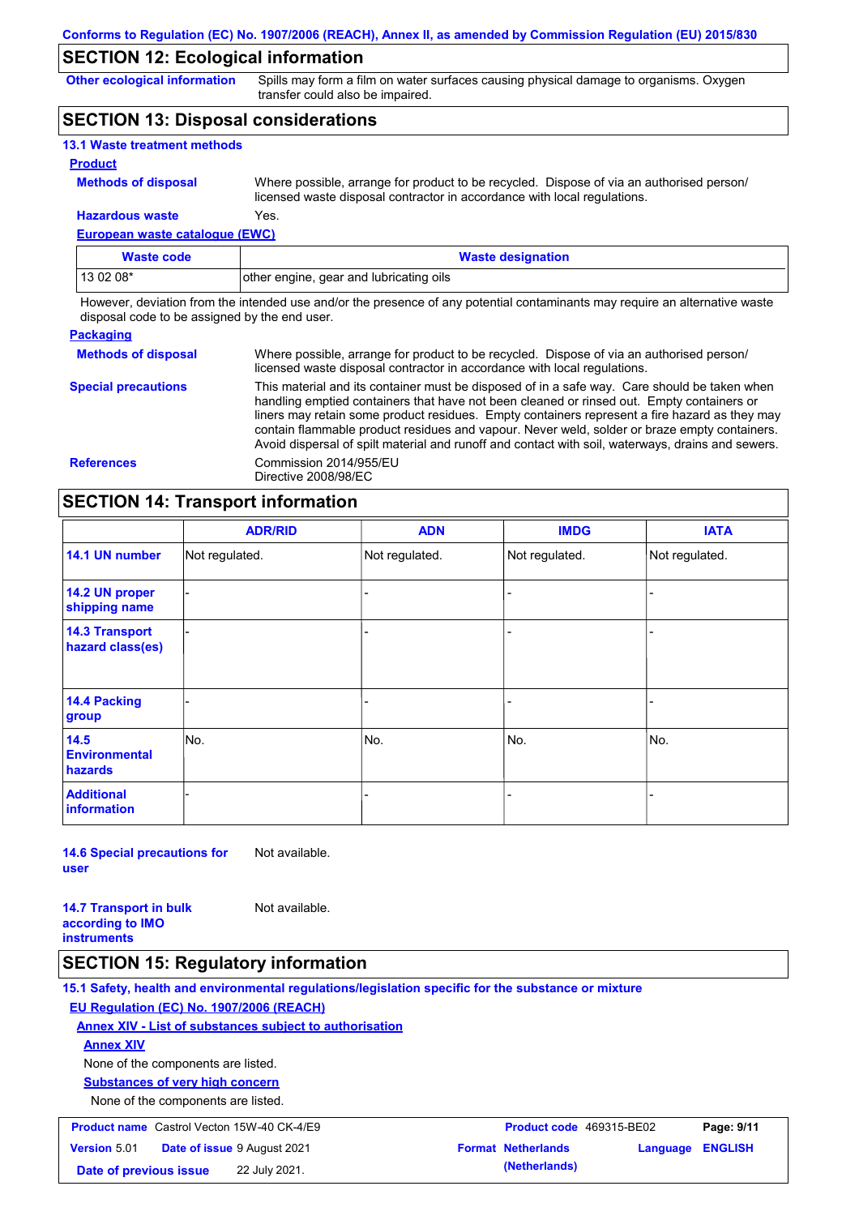## SECTION 12: Ecological information

**Other ecological information** Spills may form a film on water surfaces causing physical damage to organisms. Oxygen transfer could also be impaired.

## SECTION 13: Disposal considerations

### 13.1 Waste treatment methods

**Product**

**Methods of disposal** Where possible, arrange for product to be recycled. Dispose of via an authorised person/ licensed waste disposal contractor in accordance with local regulations.

**Hazardous waste** Yes.

**European waste catalogue (EWC)**

| Waste code | Waste designation |
|---|---|
| 13 02 08* | other engine, gear and lubricating oils |

However, deviation from the intended use and/or the presence of any potential contaminants may require an alternative waste disposal code to be assigned by the end user.

**Packaging**

**Methods of disposal** Where possible, arrange for product to be recycled. Dispose of via an authorised person/ licensed waste disposal contractor in accordance with local regulations.

**Special precautions** This material and its container must be disposed of in a safe way. Care should be taken when handling emptied containers that have not been cleaned or rinsed out. Empty containers or liners may retain some product residues. Empty containers represent a fire hazard as they may contain flammable product residues and vapour. Never weld, solder or braze empty containers. Avoid dispersal of spilt material and runoff and contact with soil, waterways, drains and sewers.

**References** Commission 2014/955/EU
Directive 2008/98/EC

## SECTION 14: Transport information

| | ADR/RID | ADN | IMDG | IATA |
|---|---|---|---|---|
| **14.1 UN number** | Not regulated. | Not regulated. | Not regulated. | Not regulated. |
| **14.2 UN proper shipping name** | - | - | - | - |
| **14.3 Transport hazard class(es)** | - | - | - | - |
| **14.4 Packing group** | - | - | - | - |
| **14.5 Environmental hazards** | No. | No. | No. | No. |
| **Additional information** | - | - | - | - |

**14.6 Special precautions for user** Not available.

**14.7 Transport in bulk according to IMO instruments** Not available.

## SECTION 15: Regulatory information

### 15.1 Safety, health and environmental regulations/legislation specific for the substance or mixture

**EU Regulation (EC) No. 1907/2006 (REACH)**

**Annex XIV - List of substances subject to authorisation**

**Annex XIV**

None of the components are listed.

**Substances of very high concern**

None of the components are listed.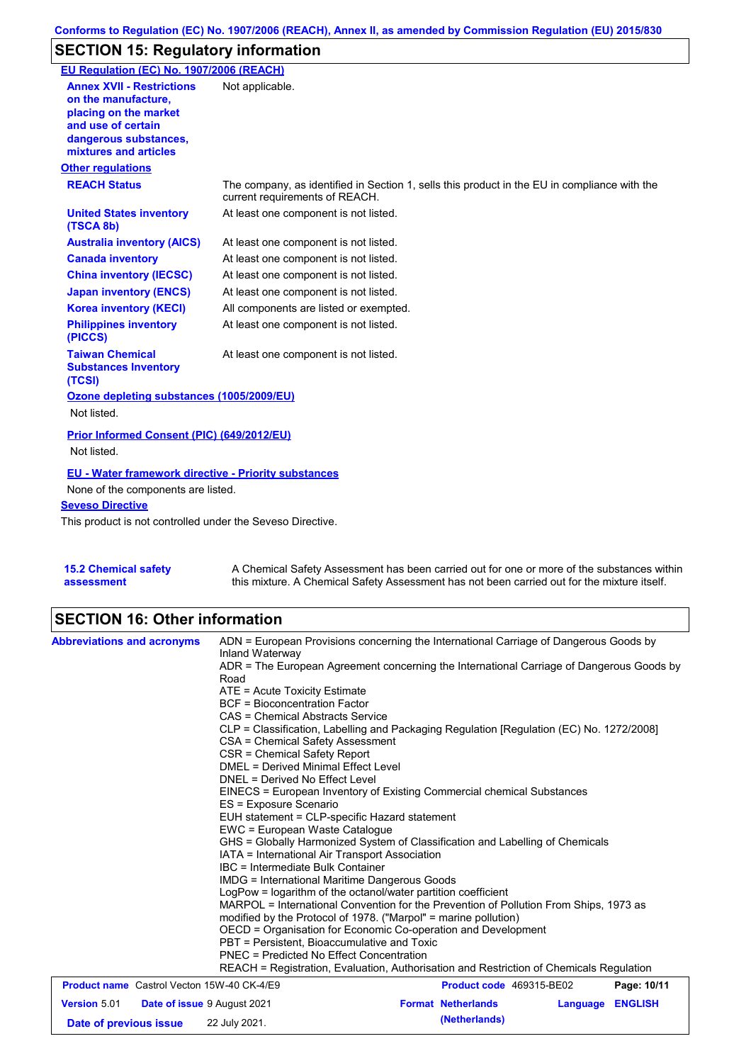## SECTION 15: Regulatory information

**EU Regulation (EC) No. 1907/2006 (REACH)**

| | |
|---|---|
| **Annex XVII - Restrictions on the manufacture, placing on the market and use of certain dangerous substances, mixtures and articles** | Not applicable. |

**Other regulations**

| | |
|---|---|
| **REACH Status** | The company, as identified in Section 1, sells this product in the EU in compliance with the current requirements of REACH. |
| **United States inventory (TSCA 8b)** | At least one component is not listed. |
| **Australia inventory (AICS)** | At least one component is not listed. |
| **Canada inventory** | At least one component is not listed. |
| **China inventory (IECSC)** | At least one component is not listed. |
| **Japan inventory (ENCS)** | At least one component is not listed. |
| **Korea inventory (KECI)** | All components are listed or exempted. |
| **Philippines inventory (PICCS)** | At least one component is not listed. |
| **Taiwan Chemical Substances Inventory (TCSI)** | At least one component is not listed. |

**Ozone depleting substances (1005/2009/EU)**

Not listed.

**Prior Informed Consent (PIC) (649/2012/EU)**

Not listed.

**EU - Water framework directive - Priority substances**

None of the components are listed.

**Seveso Directive**

This product is not controlled under the Seveso Directive.

| | |
|---|---|
| **15.2 Chemical safety assessment** | A Chemical Safety Assessment has been carried out for one or more of the substances within this mixture. A Chemical Safety Assessment has not been carried out for the mixture itself. |

## SECTION 16: Other information

**Abbreviations and acronyms**

ADN = European Provisions concerning the International Carriage of Dangerous Goods by Inland Waterway
ADR = The European Agreement concerning the International Carriage of Dangerous Goods by Road
ATE = Acute Toxicity Estimate
BCF = Bioconcentration Factor
CAS = Chemical Abstracts Service
CLP = Classification, Labelling and Packaging Regulation [Regulation (EC) No. 1272/2008]
CSA = Chemical Safety Assessment
CSR = Chemical Safety Report
DMEL = Derived Minimal Effect Level
DNEL = Derived No Effect Level
EINECS = European Inventory of Existing Commercial chemical Substances
ES = Exposure Scenario
EUH statement = CLP-specific Hazard statement
EWC = European Waste Catalogue
GHS = Globally Harmonized System of Classification and Labelling of Chemicals
IATA = International Air Transport Association
IBC = Intermediate Bulk Container
IMDG = International Maritime Dangerous Goods
LogPow = logarithm of the octanol/water partition coefficient
MARPOL = International Convention for the Prevention of Pollution From Ships, 1973 as modified by the Protocol of 1978. ("Marpol" = marine pollution)
OECD = Organisation for Economic Co-operation and Development
PBT = Persistent, Bioaccumulative and Toxic
PNEC = Predicted No Effect Concentration
REACH = Registration, Evaluation, Authorisation and Restriction of Chemicals Regulation

| | | | |
|---|---|---|---|
| **Product name** Castrol Vecton 15W-40 CK-4/E9 | | **Product code** 469315-BE02 | |
| **Version** 5.01 | **Date of issue** 9 August 2021 | **Format Netherlands (Netherlands)** | **Language ENGLISH** |
| **Date of previous issue** | 22 July 2021. | | |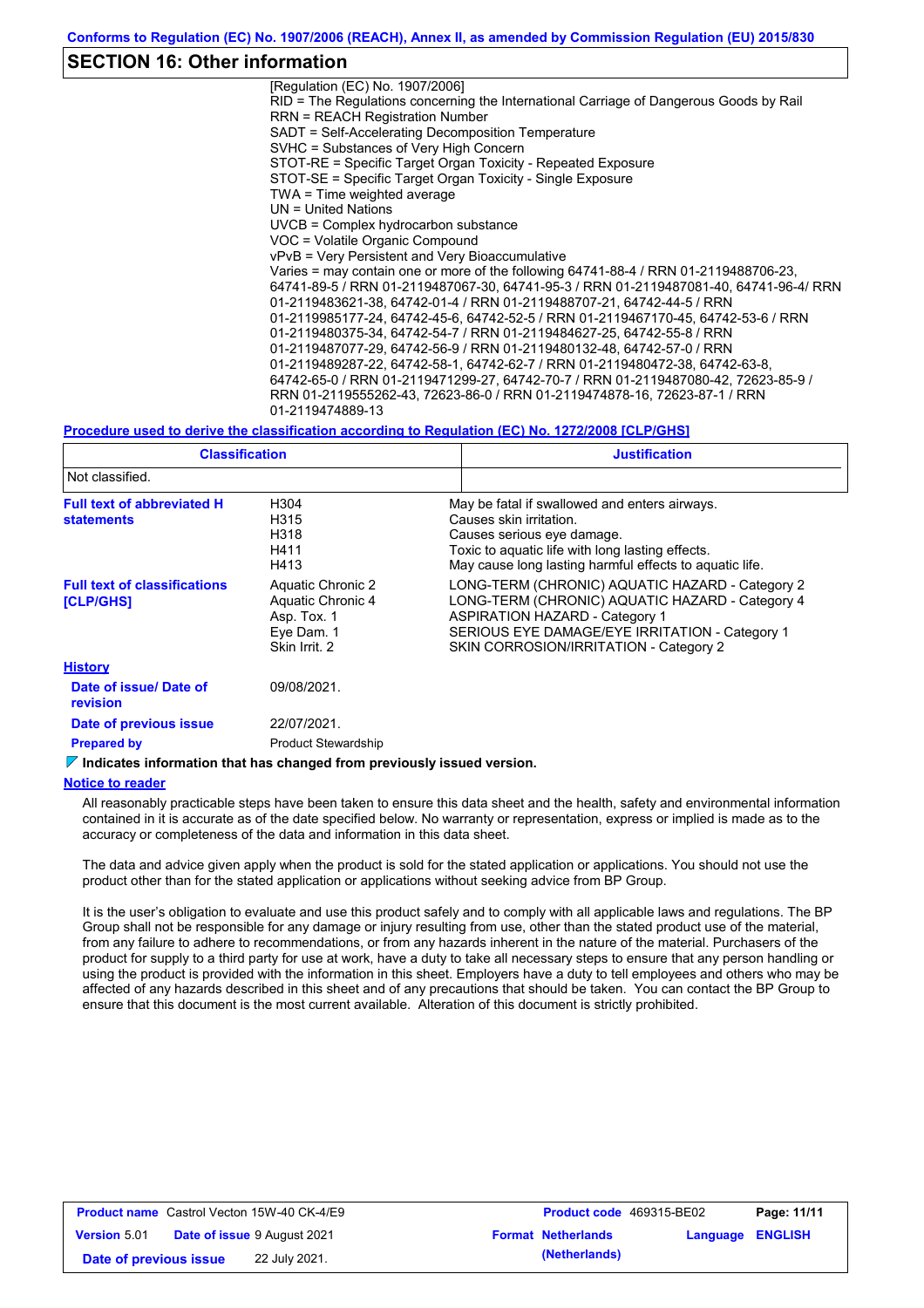## SECTION 16: Other information

[Regulation (EC) No. 1907/2006]
RID = The Regulations concerning the International Carriage of Dangerous Goods by Rail
RRN = REACH Registration Number
SADT = Self-Accelerating Decomposition Temperature
SVHC = Substances of Very High Concern
STOT-RE = Specific Target Organ Toxicity - Repeated Exposure
STOT-SE = Specific Target Organ Toxicity - Single Exposure
TWA = Time weighted average
UN = United Nations
UVCB = Complex hydrocarbon substance
VOC = Volatile Organic Compound
vPvB = Very Persistent and Very Bioaccumulative
Varies = may contain one or more of the following 64741-88-4 / RRN 01-2119488706-23, 64741-89-5 / RRN 01-2119487067-30, 64741-95-3 / RRN 01-2119487081-40, 64741-96-4/ RRN 01-2119483621-38, 64742-01-4 / RRN 01-2119488707-21, 64742-44-5 / RRN 01-2119985177-24, 64742-45-6, 64742-52-5 / RRN 01-2119467170-45, 64742-53-6 / RRN 01-2119480375-34, 64742-54-7 / RRN 01-2119484627-25, 64742-55-8 / RRN 01-2119487077-29, 64742-56-9 / RRN 01-2119480132-48, 64742-57-0 / RRN 01-2119489287-22, 64742-58-1, 64742-62-7 / RRN 01-2119480472-38, 64742-63-8, 64742-65-0 / RRN 01-2119471299-27, 64742-70-7 / RRN 01-2119487080-42, 72623-85-9 / RRN 01-2119555262-43, 72623-86-0 / RRN 01-2119474878-16, 72623-87-1 / RRN 01-2119474889-13

**Procedure used to derive the classification according to Regulation (EC) No. 1272/2008 [CLP/GHS]**

| Classification | Justification |
|---|---|
| Not classified. | |

**Full text of abbreviated H statements**

| | |
|---|---|
| H304 | May be fatal if swallowed and enters airways. |
| H315 | Causes skin irritation. |
| H318 | Causes serious eye damage. |
| H411 | Toxic to aquatic life with long lasting effects. |
| H413 | May cause long lasting harmful effects to aquatic life. |

**Full text of classifications [CLP/GHS]**

| | |
|---|---|
| Aquatic Chronic 2 | LONG-TERM (CHRONIC) AQUATIC HAZARD - Category 2 |
| Aquatic Chronic 4 | LONG-TERM (CHRONIC) AQUATIC HAZARD - Category 4 |
| Asp. Tox. 1 | ASPIRATION HAZARD - Category 1 |
| Eye Dam. 1 | SERIOUS EYE DAMAGE/EYE IRRITATION - Category 1 |
| Skin Irrit. 2 | SKIN CORROSION/IRRITATION - Category 2 |

**History**

**Date of issue/ Date of revision**: 09/08/2021.

**Date of previous issue**: 22/07/2021.

**Prepared by**: Product Stewardship

**Indicates information that has changed from previously issued version.**

**Notice to reader**

All reasonably practicable steps have been taken to ensure this data sheet and the health, safety and environmental information contained in it is accurate as of the date specified below. No warranty or representation, express or implied is made as to the accuracy or completeness of the data and information in this data sheet.

The data and advice given apply when the product is sold for the stated application or applications. You should not use the product other than for the stated application or applications without seeking advice from BP Group.

It is the user's obligation to evaluate and use this product safely and to comply with all applicable laws and regulations. The BP Group shall not be responsible for any damage or injury resulting from use, other than the stated product use of the material, from any failure to adhere to recommendations, or from any hazards inherent in the nature of the material. Purchasers of the product for supply to a third party for use at work, have a duty to take all necessary steps to ensure that any person handling or using the product is provided with the information in this sheet. Employers have a duty to tell employees and others who may be affected of any hazards described in this sheet and of any precautions that should be taken. You can contact the BP Group to ensure that this document is the most current available. Alteration of this document is strictly prohibited.